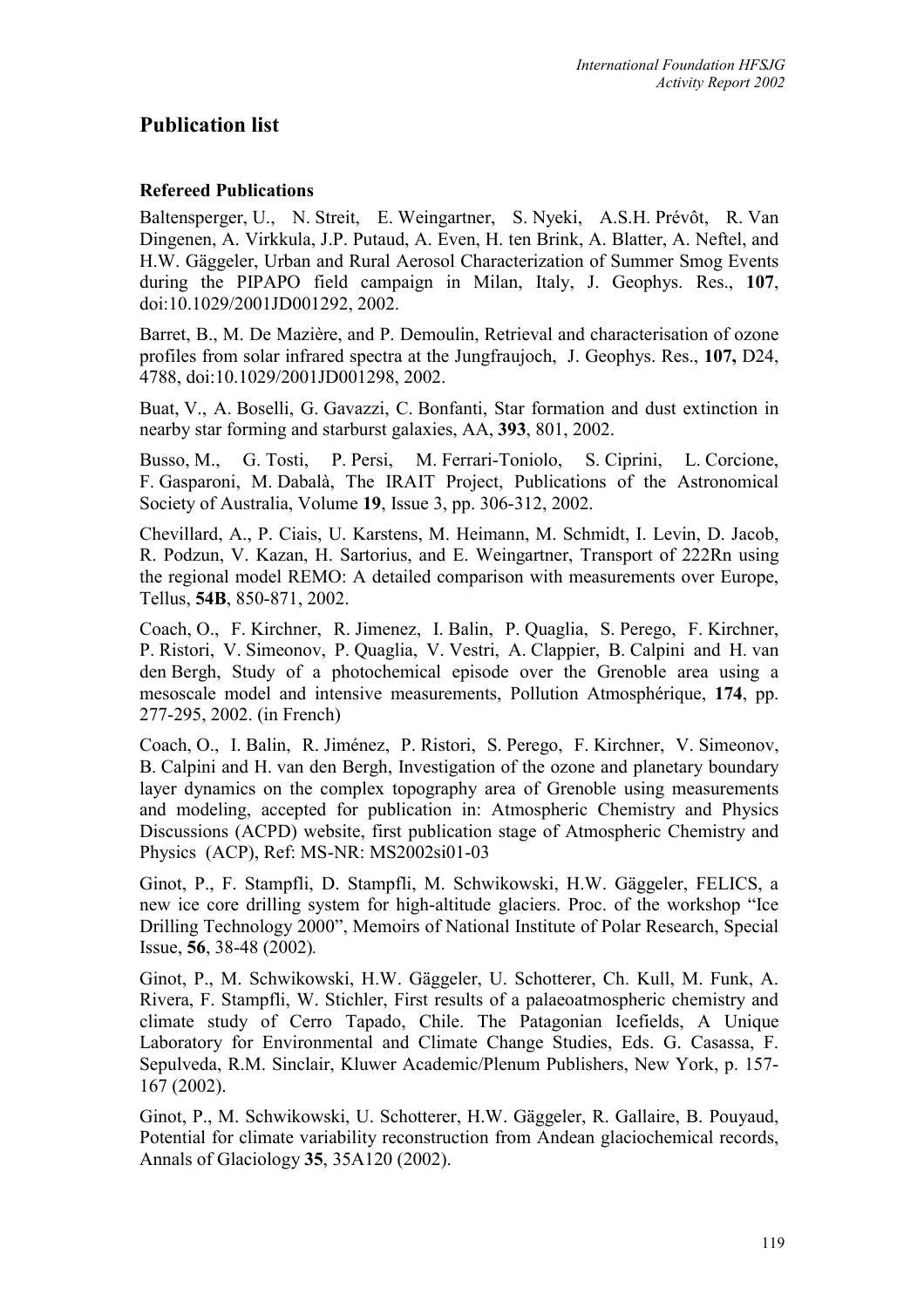## Publication list

### Refereed Publications

Baltensperger, U., N. Streit, E. Weingartner, S. Nyeki, A.S.H. Prévôt, R. Van Dingenen, A. Virkkula, J.P. Putaud, A. Even, H. ten Brink, A. Blatter, A. Neftel, and H.W. Gäggeler, Urban and Rural Aerosol Characterization of Summer Smog Events during the PIPAPO field campaign in Milan, Italy, J. Geophys. Res., **107**, doi:10.1029/2001JD001292, 2002.

Barret, B., M. De Mazière, and P. Demoulin, Retrieval and characterisation of ozone profiles from solar infrared spectra at the Jungfraujoch, J. Geophys. Res., **107,** D24, 4788, doi:10.1029/2001JD001298, 2002.

Buat, V., A. Boselli, G. Gavazzi, C. Bonfanti, Star formation and dust extinction in nearby star forming and starburst galaxies, AA, **393**, 801, 2002.

Busso, M., G. Tosti, P. Persi, M. Ferrari-Toniolo, S. Ciprini, L. Corcione, F. Gasparoni, M. Dabalà, The IRAIT Project, Publications of the Astronomical Society of Australia, Volume **19**, Issue 3, pp. 306-312, 2002.

Chevillard, A., P. Ciais, U. Karstens, M. Heimann, M. Schmidt, I. Levin, D. Jacob, R. Podzun, V. Kazan, H. Sartorius, and E. Weingartner, Transport of 222Rn using the regional model REMO: A detailed comparison with measurements over Europe, Tellus, **54B**, 850-871, 2002.

Coach, O., F. Kirchner, R. Jimenez, I. Balin, P. Quaglia, S. Perego, F. Kirchner, P. Ristori, V. Simeonov, P. Quaglia, V. Vestri, A. Clappier, B. Calpini and H. van den Bergh, Study of a photochemical episode over the Grenoble area using a mesoscale model and intensive measurements, Pollution Atmosphérique, **174**, pp. 277-295, 2002. (in French)

Coach, O., I. Balin, R. Jiménez, P. Ristori, S. Perego, F. Kirchner, V. Simeonov, B. Calpini and H. van den Bergh, Investigation of the ozone and planetary boundary layer dynamics on the complex topography area of Grenoble using measurements and modeling, accepted for publication in: Atmospheric Chemistry and Physics Discussions (ACPD) website, first publication stage of Atmospheric Chemistry and Physics (ACP), Ref: MS-NR: MS2002si01-03

Ginot, P., F. Stampfli, D. Stampfli, M. Schwikowski, H.W. Gäggeler, FELICS, a new ice core drilling system for high-altitude glaciers. Proc. of the workshop "Ice Drilling Technology 2000", Memoirs of National Institute of Polar Research, Special Issue, **56**, 38-48 (2002).

Ginot, P., M. Schwikowski, H.W. Gäggeler, U. Schotterer, Ch. Kull, M. Funk, A. Rivera, F. Stampfli, W. Stichler, First results of a palaeoatmospheric chemistry and climate study of Cerro Tapado, Chile. The Patagonian Icefields, A Unique Laboratory for Environmental and Climate Change Studies, Eds. G. Casassa, F. Sepulveda, R.M. Sinclair, Kluwer Academic/Plenum Publishers, New York, p. 157-167 (2002).

Ginot, P., M. Schwikowski, U. Schotterer, H.W. Gäggeler, R. Gallaire, B. Pouyaud, Potential for climate variability reconstruction from Andean glaciochemical records, Annals of Glaciology **35**, 35A120 (2002).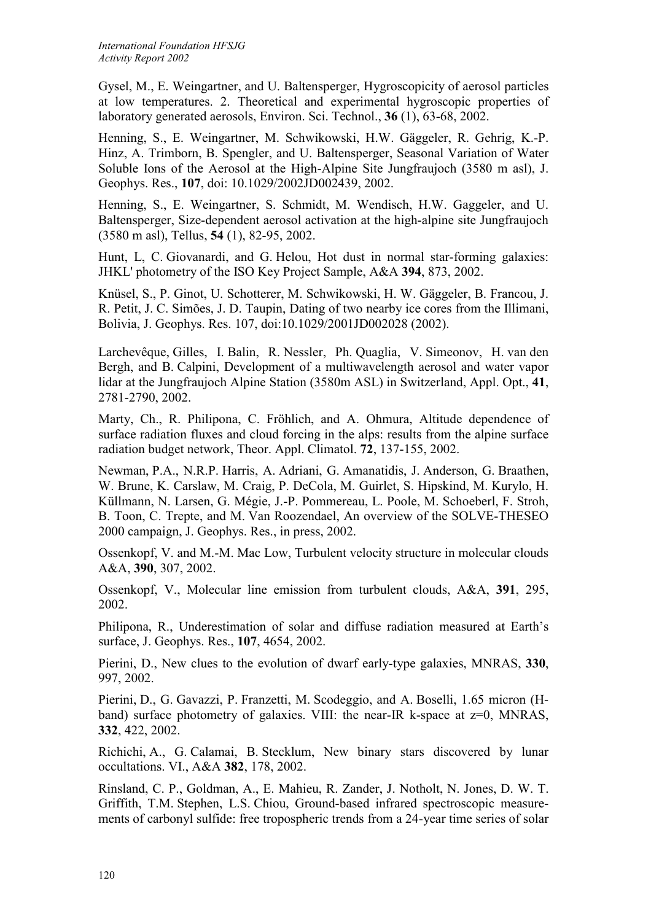Gysel, M., E. Weingartner, and U. Baltensperger, Hygroscopicity of aerosol particles at low temperatures. 2. Theoretical and experimental hygroscopic properties of laboratory generated aerosols, Environ. Sci. Technol., **36** (1), 63-68, 2002.

Henning, S., E. Weingartner, M. Schwikowski, H.W. Gäggeler, R. Gehrig, K.-P. Hinz, A. Trimborn, B. Spengler, and U. Baltensperger, Seasonal Variation of Water Soluble Ions of the Aerosol at the High-Alpine Site Jungfraujoch (3580 m asl), J. Geophys. Res., **107**, doi: 10.1029/2002JD002439, 2002.

Henning, S., E. Weingartner, S. Schmidt, M. Wendisch, H.W. Gaggeler, and U. Baltensperger, Size-dependent aerosol activation at the high-alpine site Jungfraujoch (3580 m asl), Tellus, **54** (1), 82-95, 2002.

Hunt, L, C. Giovanardi, and G. Helou, Hot dust in normal star-forming galaxies: JHKL' photometry of the ISO Key Project Sample, A&A **394**, 873, 2002.

Knüsel, S., P. Ginot, U. Schotterer, M. Schwikowski, H. W. Gäggeler, B. Francou, J. R. Petit, J. C. Simões, J. D. Taupin, Dating of two nearby ice cores from the Illimani, Bolivia, J. Geophys. Res. 107, doi:10.1029/2001JD002028 (2002).

Larchevêque, Gilles, I. Balin, R. Nessler, Ph. Quaglia, V. Simeonov, H. van den Bergh, and B. Calpini, Development of a multiwavelength aerosol and water vapor lidar at the Jungfraujoch Alpine Station (3580m ASL) in Switzerland, Appl. Opt., **41**, 2781-2790, 2002.

Marty, Ch., R. Philipona, C. Fröhlich, and A. Ohmura, Altitude dependence of surface radiation fluxes and cloud forcing in the alps: results from the alpine surface radiation budget network, Theor. Appl. Climatol. **72**, 137-155, 2002.

Newman, P.A., N.R.P. Harris, A. Adriani, G. Amanatidis, J. Anderson, G. Braathen, W. Brune, K. Carslaw, M. Craig, P. DeCola, M. Guirlet, S. Hipskind, M. Kurylo, H. Küllmann, N. Larsen, G. Mégie, J.-P. Pommereau, L. Poole, M. Schoeberl, F. Stroh, B. Toon, C. Trepte, and M. Van Roozendael, An overview of the SOLVE-THESEO 2000 campaign, J. Geophys. Res., in press, 2002.

Ossenkopf, V. and M.-M. Mac Low, Turbulent velocity structure in molecular clouds A&A, **390**, 307, 2002.

Ossenkopf, V., Molecular line emission from turbulent clouds, A&A, **391**, 295, 2002.

Philipona, R., Underestimation of solar and diffuse radiation measured at Earth's surface, J. Geophys. Res., **107**, 4654, 2002.

Pierini, D., New clues to the evolution of dwarf early-type galaxies, MNRAS, **330**, 997, 2002.

Pierini, D., G. Gavazzi, P. Franzetti, M. Scodeggio, and A. Boselli, 1.65 micron (H-band) surface photometry of galaxies. VIII: the near-IR k-space at z=0, MNRAS, **332**, 422, 2002.

Richichi, A., G. Calamai, B. Stecklum, New binary stars discovered by lunar occultations. VI., A&A **382**, 178, 2002.

Rinsland, C. P., Goldman, A., E. Mahieu, R. Zander, J. Notholt, N. Jones, D. W. T. Griffith, T.M. Stephen, L.S. Chiou, Ground-based infrared spectroscopic measurements of carbonyl sulfide: free tropospheric trends from a 24-year time series of solar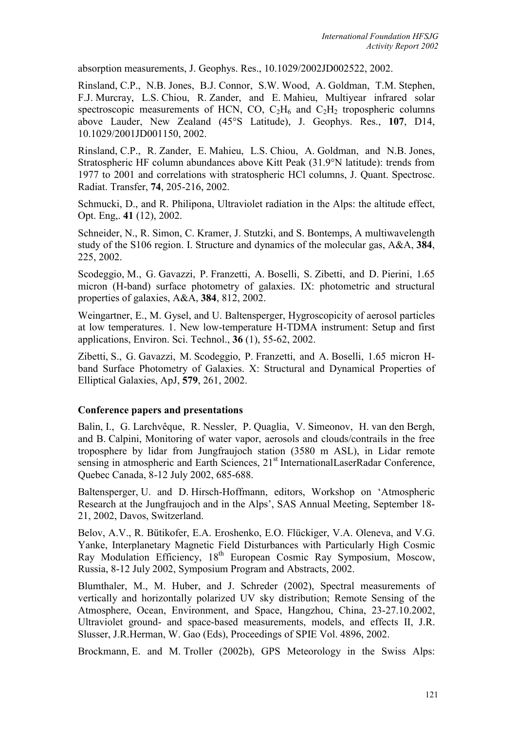absorption measurements, J. Geophys. Res., 10.1029/2002JD002522, 2002.

Rinsland, C.P., N.B. Jones, B.J. Connor, S.W. Wood, A. Goldman, T.M. Stephen, F.J. Murcray, L.S. Chiou, R. Zander, and E. Mahieu, Multiyear infrared solar spectroscopic measurements of HCN, CO, $C_2H_6$ and $C_2H_2$ tropospheric columns above Lauder, New Zealand (45°S Latitude), J. Geophys. Res., **107**, D14, 10.1029/2001JD001150, 2002.

Rinsland, C.P., R. Zander, E. Mahieu, L.S. Chiou, A. Goldman, and N.B. Jones, Stratospheric HF column abundances above Kitt Peak (31.9°N latitude): trends from 1977 to 2001 and correlations with stratospheric HCl columns, J. Quant. Spectrosc. Radiat. Transfer, **74**, 205-216, 2002.

Schmucki, D., and R. Philipona, Ultraviolet radiation in the Alps: the altitude effect, Opt. Eng,. **41** (12), 2002.

Schneider, N., R. Simon, C. Kramer, J. Stutzki, and S. Bontemps, A multiwavelength study of the S106 region. I. Structure and dynamics of the molecular gas, A&A, **384**, 225, 2002.

Scodeggio, M., G. Gavazzi, P. Franzetti, A. Boselli, S. Zibetti, and D. Pierini, 1.65 micron (H-band) surface photometry of galaxies. IX: photometric and structural properties of galaxies, A&A, **384**, 812, 2002.

Weingartner, E., M. Gysel, and U. Baltensperger, Hygroscopicity of aerosol particles at low temperatures. 1. New low-temperature H-TDMA instrument: Setup and first applications, Environ. Sci. Technol., **36** (1), 55-62, 2002.

Zibetti, S., G. Gavazzi, M. Scodeggio, P. Franzetti, and A. Boselli, 1.65 micron H-band Surface Photometry of Galaxies. X: Structural and Dynamical Properties of Elliptical Galaxies, ApJ, **579**, 261, 2002.

**Conference papers and presentations**

Balin, I., G. Larchvêque, R. Nessler, P. Quaglia, V. Simeonov, H. van den Bergh, and B. Calpini, Monitoring of water vapor, aerosols and clouds/contrails in the free troposphere by lidar from Jungfraujoch station (3580 m ASL), in Lidar remote sensing in atmospheric and Earth Sciences, 21st InternationalLaserRadar Conference, Quebec Canada, 8-12 July 2002, 685-688.

Baltensperger, U. and D. Hirsch-Hoffmann, editors, Workshop on 'Atmospheric Research at the Jungfraujoch and in the Alps', SAS Annual Meeting, September 18-21, 2002, Davos, Switzerland.

Belov, A.V., R. Bütikofer, E.A. Eroshenko, E.O. Flückiger, V.A. Oleneva, and V.G. Yanke, Interplanetary Magnetic Field Disturbances with Particularly High Cosmic Ray Modulation Efficiency, 18th European Cosmic Ray Symposium, Moscow, Russia, 8-12 July 2002, Symposium Program and Abstracts, 2002.

Blumthaler, M., M. Huber, and J. Schreder (2002), Spectral measurements of vertically and horizontally polarized UV sky distribution; Remote Sensing of the Atmosphere, Ocean, Environment, and Space, Hangzhou, China, 23-27.10.2002, Ultraviolet ground- and space-based measurements, models, and effects II, J.R. Slusser, J.R.Herman, W. Gao (Eds), Proceedings of SPIE Vol. 4896, 2002.

Brockmann, E. and M. Troller (2002b), GPS Meteorology in the Swiss Alps: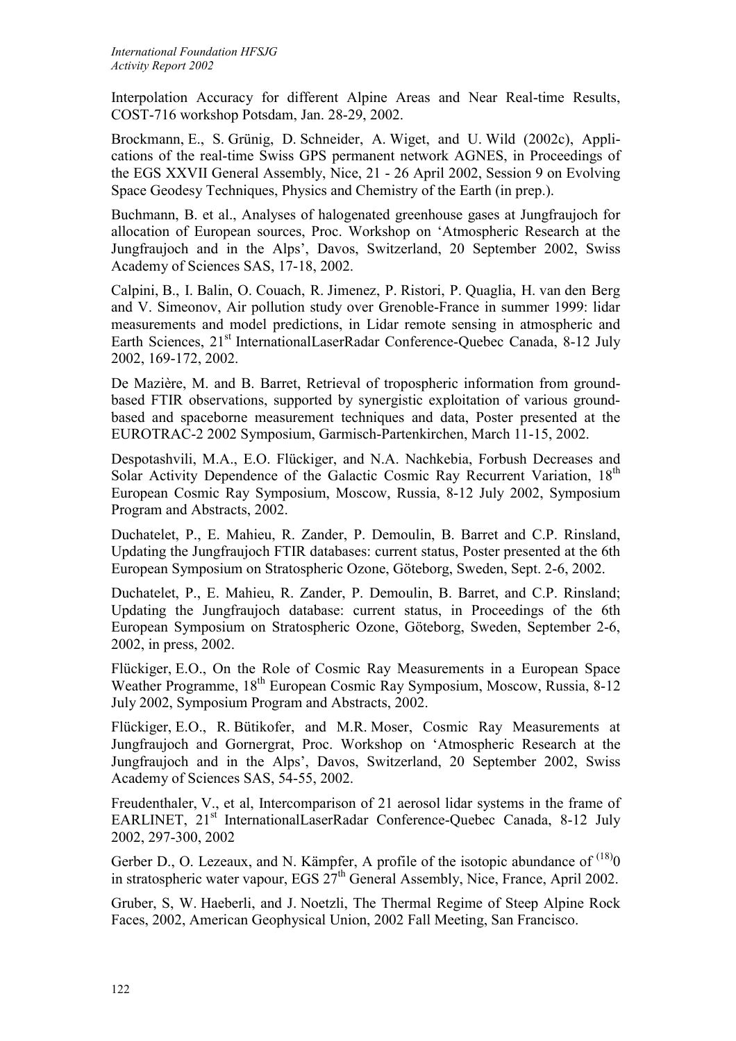Interpolation Accuracy for different Alpine Areas and Near Real-time Results, COST-716 workshop Potsdam, Jan. 28-29, 2002.

Brockmann, E., S. Grünig, D. Schneider, A. Wiget, and U. Wild (2002c), Applications of the real-time Swiss GPS permanent network AGNES, in Proceedings of the EGS XXVII General Assembly, Nice, 21 - 26 April 2002, Session 9 on Evolving Space Geodesy Techniques, Physics and Chemistry of the Earth (in prep.).

Buchmann, B. et al., Analyses of halogenated greenhouse gases at Jungfraujoch for allocation of European sources, Proc. Workshop on 'Atmospheric Research at the Jungfraujoch and in the Alps', Davos, Switzerland, 20 September 2002, Swiss Academy of Sciences SAS, 17-18, 2002.

Calpini, B., I. Balin, O. Couach, R. Jimenez, P. Ristori, P. Quaglia, H. van den Berg and V. Simeonov, Air pollution study over Grenoble-France in summer 1999: lidar measurements and model predictions, in Lidar remote sensing in atmospheric and Earth Sciences, 21st InternationalLaserRadar Conference-Quebec Canada, 8-12 July 2002, 169-172, 2002.

De Mazière, M. and B. Barret, Retrieval of tropospheric information from ground-based FTIR observations, supported by synergistic exploitation of various ground-based and spaceborne measurement techniques and data, Poster presented at the EUROTRAC-2 2002 Symposium, Garmisch-Partenkirchen, March 11-15, 2002.

Despotashvili, M.A., E.O. Flückiger, and N.A. Nachkebia, Forbush Decreases and Solar Activity Dependence of the Galactic Cosmic Ray Recurrent Variation, 18th European Cosmic Ray Symposium, Moscow, Russia, 8-12 July 2002, Symposium Program and Abstracts, 2002.

Duchatelet, P., E. Mahieu, R. Zander, P. Demoulin, B. Barret and C.P. Rinsland, Updating the Jungfraujoch FTIR databases: current status, Poster presented at the 6th European Symposium on Stratospheric Ozone, Göteborg, Sweden, Sept. 2-6, 2002.

Duchatelet, P., E. Mahieu, R. Zander, P. Demoulin, B. Barret, and C.P. Rinsland; Updating the Jungfraujoch database: current status, in Proceedings of the 6th European Symposium on Stratospheric Ozone, Göteborg, Sweden, September 2-6, 2002, in press, 2002.

Flückiger, E.O., On the Role of Cosmic Ray Measurements in a European Space Weather Programme, 18th European Cosmic Ray Symposium, Moscow, Russia, 8-12 July 2002, Symposium Program and Abstracts, 2002.

Flückiger, E.O., R. Bütikofer, and M.R. Moser, Cosmic Ray Measurements at Jungfraujoch and Gornergrat, Proc. Workshop on 'Atmospheric Research at the Jungfraujoch and in the Alps', Davos, Switzerland, 20 September 2002, Swiss Academy of Sciences SAS, 54-55, 2002.

Freudenthaler, V., et al, Intercomparison of 21 aerosol lidar systems in the frame of EARLINET, 21st InternationalLaserRadar Conference-Quebec Canada, 8-12 July 2002, 297-300, 2002

Gerber D., O. Lezeaux, and N. Kämpfer, A profile of the isotopic abundance of $^{(18)}0$ in stratospheric water vapour, EGS 27th General Assembly, Nice, France, April 2002.

Gruber, S, W. Haeberli, and J. Noetzli, The Thermal Regime of Steep Alpine Rock Faces, 2002, American Geophysical Union, 2002 Fall Meeting, San Francisco.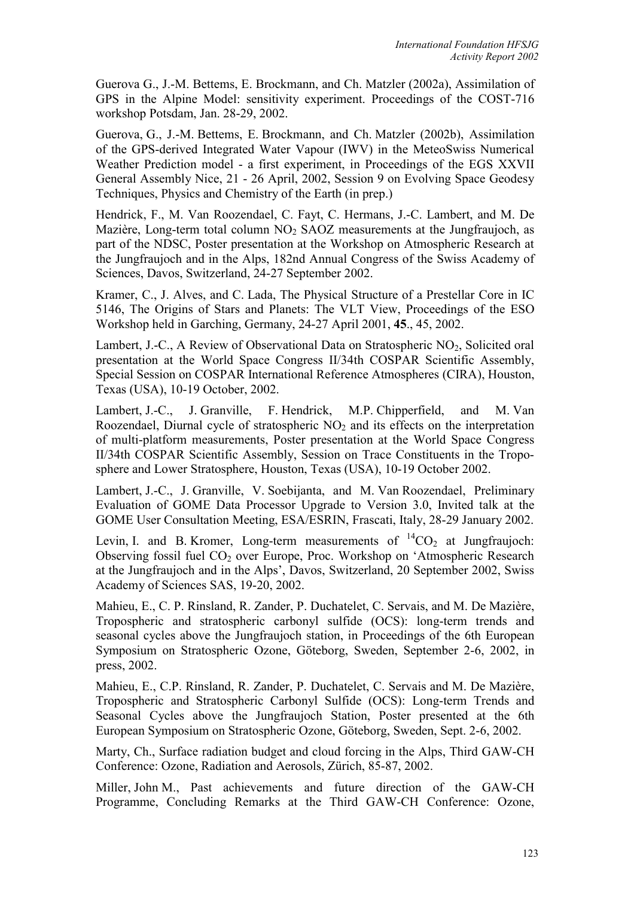Guerova G., J.-M. Bettems, E. Brockmann, and Ch. Matzler (2002a), Assimilation of GPS in the Alpine Model: sensitivity experiment. Proceedings of the COST-716 workshop Potsdam, Jan. 28-29, 2002.

Guerova, G., J.-M. Bettems, E. Brockmann, and Ch. Matzler (2002b), Assimilation of the GPS-derived Integrated Water Vapour (IWV) in the MeteoSwiss Numerical Weather Prediction model - a first experiment, in Proceedings of the EGS XXVII General Assembly Nice, 21 - 26 April, 2002, Session 9 on Evolving Space Geodesy Techniques, Physics and Chemistry of the Earth (in prep.)

Hendrick, F., M. Van Roozendael, C. Fayt, C. Hermans, J.-C. Lambert, and M. De Mazière, Long-term total column $NO_2$ SAOZ measurements at the Jungfraujoch, as part of the NDSC, Poster presentation at the Workshop on Atmospheric Research at the Jungfraujoch and in the Alps, 182nd Annual Congress of the Swiss Academy of Sciences, Davos, Switzerland, 24-27 September 2002.

Kramer, C., J. Alves, and C. Lada, The Physical Structure of a Prestellar Core in IC 5146, The Origins of Stars and Planets: The VLT View, Proceedings of the ESO Workshop held in Garching, Germany, 24-27 April 2001, **45**., 45, 2002.

Lambert, J.-C., A Review of Observational Data on Stratospheric $NO_2$, Solicited oral presentation at the World Space Congress II/34th COSPAR Scientific Assembly, Special Session on COSPAR International Reference Atmospheres (CIRA), Houston, Texas (USA), 10-19 October, 2002.

Lambert, J.-C., J. Granville, F. Hendrick, M.P. Chipperfield, and M. Van Roozendael, Diurnal cycle of stratospheric $NO_2$ and its effects on the interpretation of multi-platform measurements, Poster presentation at the World Space Congress II/34th COSPAR Scientific Assembly, Session on Trace Constituents in the Troposphere and Lower Stratosphere, Houston, Texas (USA), 10-19 October 2002.

Lambert, J.-C., J. Granville, V. Soebijanta, and M. Van Roozendael, Preliminary Evaluation of GOME Data Processor Upgrade to Version 3.0, Invited talk at the GOME User Consultation Meeting, ESA/ESRIN, Frascati, Italy, 28-29 January 2002.

Levin, I. and B. Kromer, Long-term measurements of $^{14}CO_2$ at Jungfraujoch: Observing fossil fuel $CO_2$ over Europe, Proc. Workshop on 'Atmospheric Research at the Jungfraujoch and in the Alps', Davos, Switzerland, 20 September 2002, Swiss Academy of Sciences SAS, 19-20, 2002.

Mahieu, E., C. P. Rinsland, R. Zander, P. Duchatelet, C. Servais, and M. De Mazière, Tropospheric and stratospheric carbonyl sulfide (OCS): long-term trends and seasonal cycles above the Jungfraujoch station, in Proceedings of the 6th European Symposium on Stratospheric Ozone, Göteborg, Sweden, September 2-6, 2002, in press, 2002.

Mahieu, E., C.P. Rinsland, R. Zander, P. Duchatelet, C. Servais and M. De Mazière, Tropospheric and Stratospheric Carbonyl Sulfide (OCS): Long-term Trends and Seasonal Cycles above the Jungfraujoch Station, Poster presented at the 6th European Symposium on Stratospheric Ozone, Göteborg, Sweden, Sept. 2-6, 2002.

Marty, Ch., Surface radiation budget and cloud forcing in the Alps, Third GAW-CH Conference: Ozone, Radiation and Aerosols, Zürich, 85-87, 2002.

Miller, John M., Past achievements and future direction of the GAW-CH Programme, Concluding Remarks at the Third GAW-CH Conference: Ozone,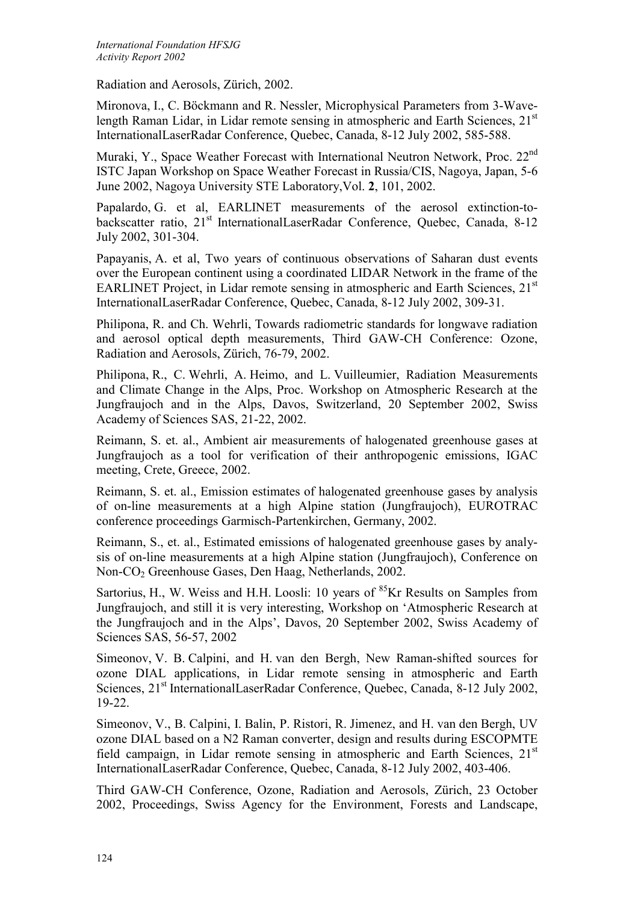Radiation and Aerosols, Zürich, 2002.

Mironova, I., C. Böckmann and R. Nessler, Microphysical Parameters from 3-Wavelength Raman Lidar, in Lidar remote sensing in atmospheric and Earth Sciences, 21st InternationalLaserRadar Conference, Quebec, Canada, 8-12 July 2002, 585-588.

Muraki, Y., Space Weather Forecast with International Neutron Network, Proc. 22nd ISTC Japan Workshop on Space Weather Forecast in Russia/CIS, Nagoya, Japan, 5-6 June 2002, Nagoya University STE Laboratory,Vol. **2**, 101, 2002.

Papalardo, G. et al, EARLINET measurements of the aerosol extinction-to-backscatter ratio, 21st InternationalLaserRadar Conference, Quebec, Canada, 8-12 July 2002, 301-304.

Papayanis, A. et al, Two years of continuous observations of Saharan dust events over the European continent using a coordinated LIDAR Network in the frame of the EARLINET Project, in Lidar remote sensing in atmospheric and Earth Sciences, 21st InternationalLaserRadar Conference, Quebec, Canada, 8-12 July 2002, 309-31.

Philipona, R. and Ch. Wehrli, Towards radiometric standards for longwave radiation and aerosol optical depth measurements, Third GAW-CH Conference: Ozone, Radiation and Aerosols, Zürich, 76-79, 2002.

Philipona, R., C. Wehrli, A. Heimo, and L. Vuilleumier, Radiation Measurements and Climate Change in the Alps, Proc. Workshop on Atmospheric Research at the Jungfraujoch and in the Alps, Davos, Switzerland, 20 September 2002, Swiss Academy of Sciences SAS, 21-22, 2002.

Reimann, S. et. al., Ambient air measurements of halogenated greenhouse gases at Jungfraujoch as a tool for verification of their anthropogenic emissions, IGAC meeting, Crete, Greece, 2002.

Reimann, S. et. al., Emission estimates of halogenated greenhouse gases by analysis of on-line measurements at a high Alpine station (Jungfraujoch), EUROTRAC conference proceedings Garmisch-Partenkirchen, Germany, 2002.

Reimann, S., et. al., Estimated emissions of halogenated greenhouse gases by analysis of on-line measurements at a high Alpine station (Jungfraujoch), Conference on Non-$CO_2$ Greenhouse Gases, Den Haag, Netherlands, 2002.

Sartorius, H., W. Weiss and H.H. Loosli: 10 years of $^{85}$Kr Results on Samples from Jungfraujoch, and still it is very interesting, Workshop on 'Atmospheric Research at the Jungfraujoch and in the Alps', Davos, 20 September 2002, Swiss Academy of Sciences SAS, 56-57, 2002

Simeonov, V. B. Calpini, and H. van den Bergh, New Raman-shifted sources for ozone DIAL applications, in Lidar remote sensing in atmospheric and Earth Sciences, 21st InternationalLaserRadar Conference, Quebec, Canada, 8-12 July 2002, 19-22.

Simeonov, V., B. Calpini, I. Balin, P. Ristori, R. Jimenez, and H. van den Bergh, UV ozone DIAL based on a N2 Raman converter, design and results during ESCOPMTE field campaign, in Lidar remote sensing in atmospheric and Earth Sciences, 21st InternationalLaserRadar Conference, Quebec, Canada, 8-12 July 2002, 403-406.

Third GAW-CH Conference, Ozone, Radiation and Aerosols, Zürich, 23 October 2002, Proceedings, Swiss Agency for the Environment, Forests and Landscape,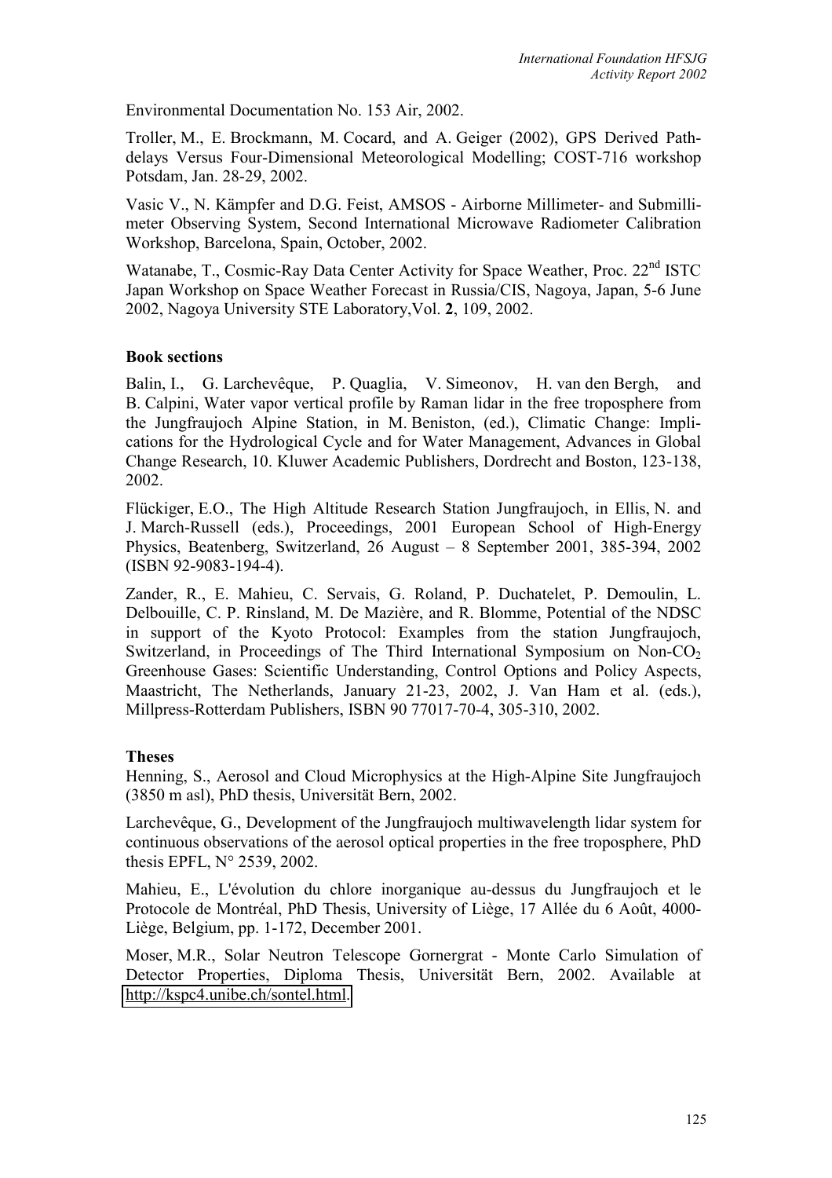Environmental Documentation No. 153 Air, 2002.

Troller, M., E. Brockmann, M. Cocard, and A. Geiger (2002), GPS Derived Path-delays Versus Four-Dimensional Meteorological Modelling; COST-716 workshop Potsdam, Jan. 28-29, 2002.

Vasic V., N. Kämpfer and D.G. Feist, AMSOS - Airborne Millimeter- and Submillimeter Observing System, Second International Microwave Radiometer Calibration Workshop, Barcelona, Spain, October, 2002.

Watanabe, T., Cosmic-Ray Data Center Activity for Space Weather, Proc. 22nd ISTC Japan Workshop on Space Weather Forecast in Russia/CIS, Nagoya, Japan, 5-6 June 2002, Nagoya University STE Laboratory, Vol. **2**, 109, 2002.

**Book sections**

Balin, I., G. Larchevêque, P. Quaglia, V. Simeonov, H. van den Bergh, and B. Calpini, Water vapor vertical profile by Raman lidar in the free troposphere from the Jungfraujoch Alpine Station, in M. Beniston, (ed.), Climatic Change: Implications for the Hydrological Cycle and for Water Management, Advances in Global Change Research, 10. Kluwer Academic Publishers, Dordrecht and Boston, 123-138, 2002.

Flückiger, E.O., The High Altitude Research Station Jungfraujoch, in Ellis, N. and J. March-Russell (eds.), Proceedings, 2001 European School of High-Energy Physics, Beatenberg, Switzerland, 26 August – 8 September 2001, 385-394, 2002 (ISBN 92-9083-194-4).

Zander, R., E. Mahieu, C. Servais, G. Roland, P. Duchatelet, P. Demoulin, L. Delbouille, C. P. Rinsland, M. De Mazière, and R. Blomme, Potential of the NDSC in support of the Kyoto Protocol: Examples from the station Jungfraujoch, Switzerland, in Proceedings of The Third International Symposium on Non-$CO_2$ Greenhouse Gases: Scientific Understanding, Control Options and Policy Aspects, Maastricht, The Netherlands, January 21-23, 2002, J. Van Ham et al. (eds.), Millpress-Rotterdam Publishers, ISBN 90 77017-70-4, 305-310, 2002.

**Theses**

Henning, S., Aerosol and Cloud Microphysics at the High-Alpine Site Jungfraujoch (3850 m asl), PhD thesis, Universität Bern, 2002.

Larchevêque, G., Development of the Jungfraujoch multiwavelength lidar system for continuous observations of the aerosol optical properties in the free troposphere, PhD thesis EPFL, N° 2539, 2002.

Mahieu, E., L'évolution du chlore inorganique au-dessus du Jungfraujoch et le Protocole de Montréal, PhD Thesis, University of Liège, 17 Allée du 6 Août, 4000-Liège, Belgium, pp. 1-172, December 2001.

Moser, M.R., Solar Neutron Telescope Gornergrat - Monte Carlo Simulation of Detector Properties, Diploma Thesis, Universität Bern, 2002. Available at http://kspc4.unibe.ch/sontel.html.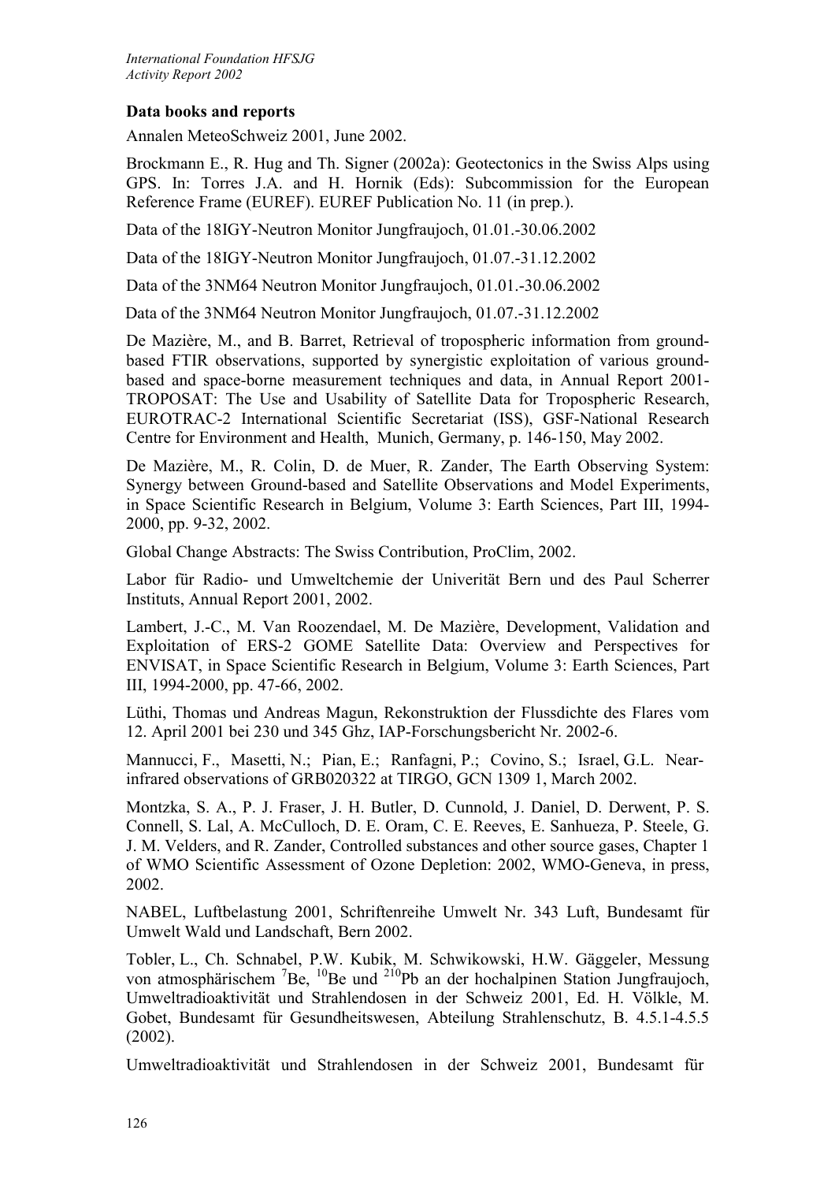### Data books and reports

Annalen MeteoSchweiz 2001, June 2002.

Brockmann E., R. Hug and Th. Signer (2002a): Geotectonics in the Swiss Alps using GPS. In: Torres J.A. and H. Hornik (Eds): Subcommission for the European Reference Frame (EUREF). EUREF Publication No. 11 (in prep.).

Data of the 18IGY-Neutron Monitor Jungfraujoch, 01.01.-30.06.2002

Data of the 18IGY-Neutron Monitor Jungfraujoch, 01.07.-31.12.2002

Data of the 3NM64 Neutron Monitor Jungfraujoch, 01.01.-30.06.2002

Data of the 3NM64 Neutron Monitor Jungfraujoch, 01.07.-31.12.2002

De Mazière, M., and B. Barret, Retrieval of tropospheric information from ground-based FTIR observations, supported by synergistic exploitation of various ground-based and space-borne measurement techniques and data, in Annual Report 2001-TROPOSAT: The Use and Usability of Satellite Data for Tropospheric Research, EUROTRAC-2 International Scientific Secretariat (ISS), GSF-National Research Centre for Environment and Health, Munich, Germany, p. 146-150, May 2002.

De Mazière, M., R. Colin, D. de Muer, R. Zander, The Earth Observing System: Synergy between Ground-based and Satellite Observations and Model Experiments, in Space Scientific Research in Belgium, Volume 3: Earth Sciences, Part III, 1994-2000, pp. 9-32, 2002.

Global Change Abstracts: The Swiss Contribution, ProClim, 2002.

Labor für Radio- und Umweltchemie der Univerität Bern und des Paul Scherrer Instituts, Annual Report 2001, 2002.

Lambert, J.-C., M. Van Roozendael, M. De Mazière, Development, Validation and Exploitation of ERS-2 GOME Satellite Data: Overview and Perspectives for ENVISAT, in Space Scientific Research in Belgium, Volume 3: Earth Sciences, Part III, 1994-2000, pp. 47-66, 2002.

Lüthi, Thomas und Andreas Magun, Rekonstruktion der Flussdichte des Flares vom 12. April 2001 bei 230 und 345 Ghz, IAP-Forschungsbericht Nr. 2002-6.

Mannucci, F., Masetti, N.; Pian, E.; Ranfagni, P.; Covino, S.; Israel, G.L. Near-infrared observations of GRB020322 at TIRGO, GCN 1309 1, March 2002.

Montzka, S. A., P. J. Fraser, J. H. Butler, D. Cunnold, J. Daniel, D. Derwent, P. S. Connell, S. Lal, A. McCulloch, D. E. Oram, C. E. Reeves, E. Sanhueza, P. Steele, G. J. M. Velders, and R. Zander, Controlled substances and other source gases, Chapter 1 of WMO Scientific Assessment of Ozone Depletion: 2002, WMO-Geneva, in press, 2002.

NABEL, Luftbelastung 2001, Schriftenreihe Umwelt Nr. 343 Luft, Bundesamt für Umwelt Wald und Landschaft, Bern 2002.

Tobler, L., Ch. Schnabel, P.W. Kubik, M. Schwikowski, H.W. Gäggeler, Messung von atmosphärischem $^{7}$Be, $^{10}$Be und $^{210}$Pb an der hochalpinen Station Jungfraujoch, Umweltradioaktivität und Strahlendosen in der Schweiz 2001, Ed. H. Völkle, M. Gobet, Bundesamt für Gesundheitswesen, Abteilung Strahlenschutz, B. 4.5.1-4.5.5 (2002).

Umweltradioaktivität und Strahlendosen in der Schweiz 2001, Bundesamt für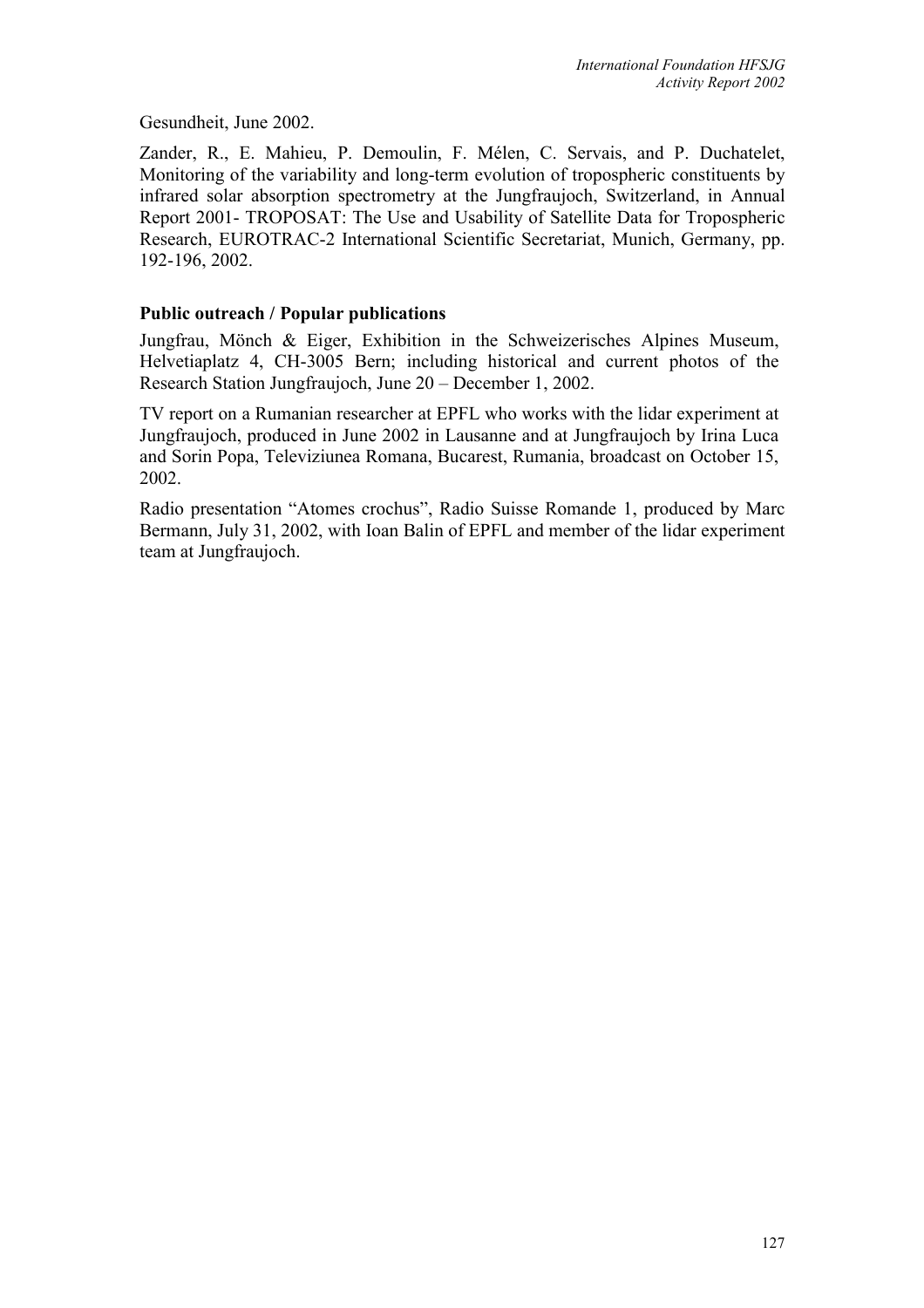Gesundheit, June 2002.

Zander, R., E. Mahieu, P. Demoulin, F. Mélen, C. Servais, and P. Duchatelet, Monitoring of the variability and long-term evolution of tropospheric constituents by infrared solar absorption spectrometry at the Jungfraujoch, Switzerland, in Annual Report 2001- TROPOSAT: The Use and Usability of Satellite Data for Tropospheric Research, EUROTRAC-2 International Scientific Secretariat, Munich, Germany, pp. 192-196, 2002.

**Public outreach / Popular publications**

Jungfrau, Mönch & Eiger, Exhibition in the Schweizerisches Alpines Museum, Helvetiaplatz 4, CH-3005 Bern; including historical and current photos of the Research Station Jungfraujoch, June 20 – December 1, 2002.

TV report on a Rumanian researcher at EPFL who works with the lidar experiment at Jungfraujoch, produced in June 2002 in Lausanne and at Jungfraujoch by Irina Luca and Sorin Popa, Televiziunea Romana, Bucarest, Rumania, broadcast on October 15, 2002.

Radio presentation "Atomes crochus", Radio Suisse Romande 1, produced by Marc Bermann, July 31, 2002, with Ioan Balin of EPFL and member of the lidar experiment team at Jungfraujoch.